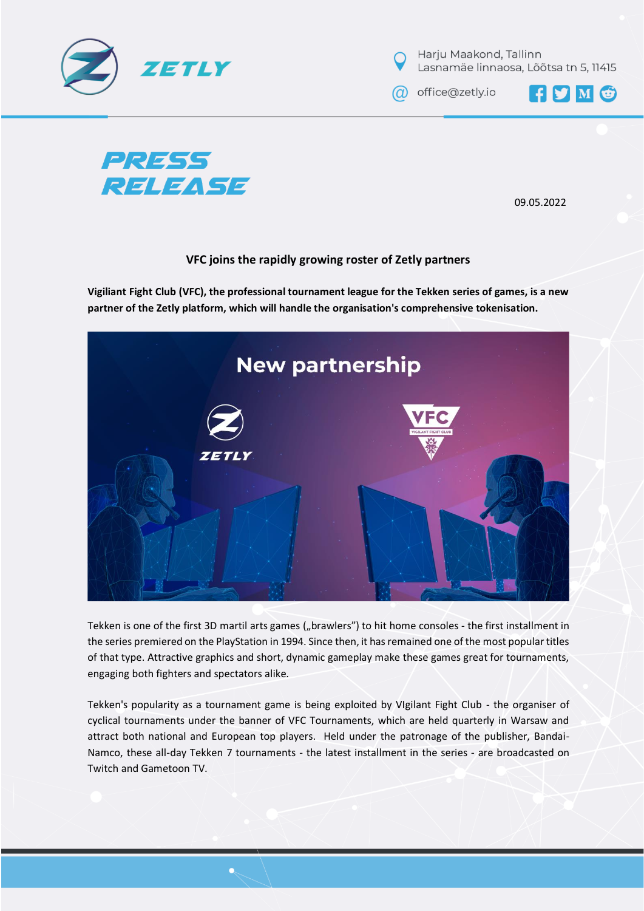ZETLY

Harju Maakond, Tallinn
Lasnamäe linnaosa, Lõõtsa tn 5, 11415

office@zetly.io

# PRESS RELEASE

09.05.2022

## VFC joins the rapidly growing roster of Zetly partners

**Vigiliant Fight Club (VFC), the professional tournament league for the Tekken series of games, is a new partner of the Zetly platform, which will handle the organisation's comprehensive tokenisation.**

Tekken is one of the first 3D martil arts games („brawlers") to hit home consoles - the first installment in the series premiered on the PlayStation in 1994. Since then, it has remained one of the most popular titles of that type. Attractive graphics and short, dynamic gameplay make these games great for tournaments, engaging both fighters and spectators alike.

Tekken's popularity as a tournament game is being exploited by VIgilant Fight Club - the organiser of cyclical tournaments under the banner of VFC Tournaments, which are held quarterly in Warsaw and attract both national and European top players. Held under the patronage of the publisher, Bandai-Namco, these all-day Tekken 7 tournaments - the latest installment in the series - are broadcasted on Twitch and Gametoon TV.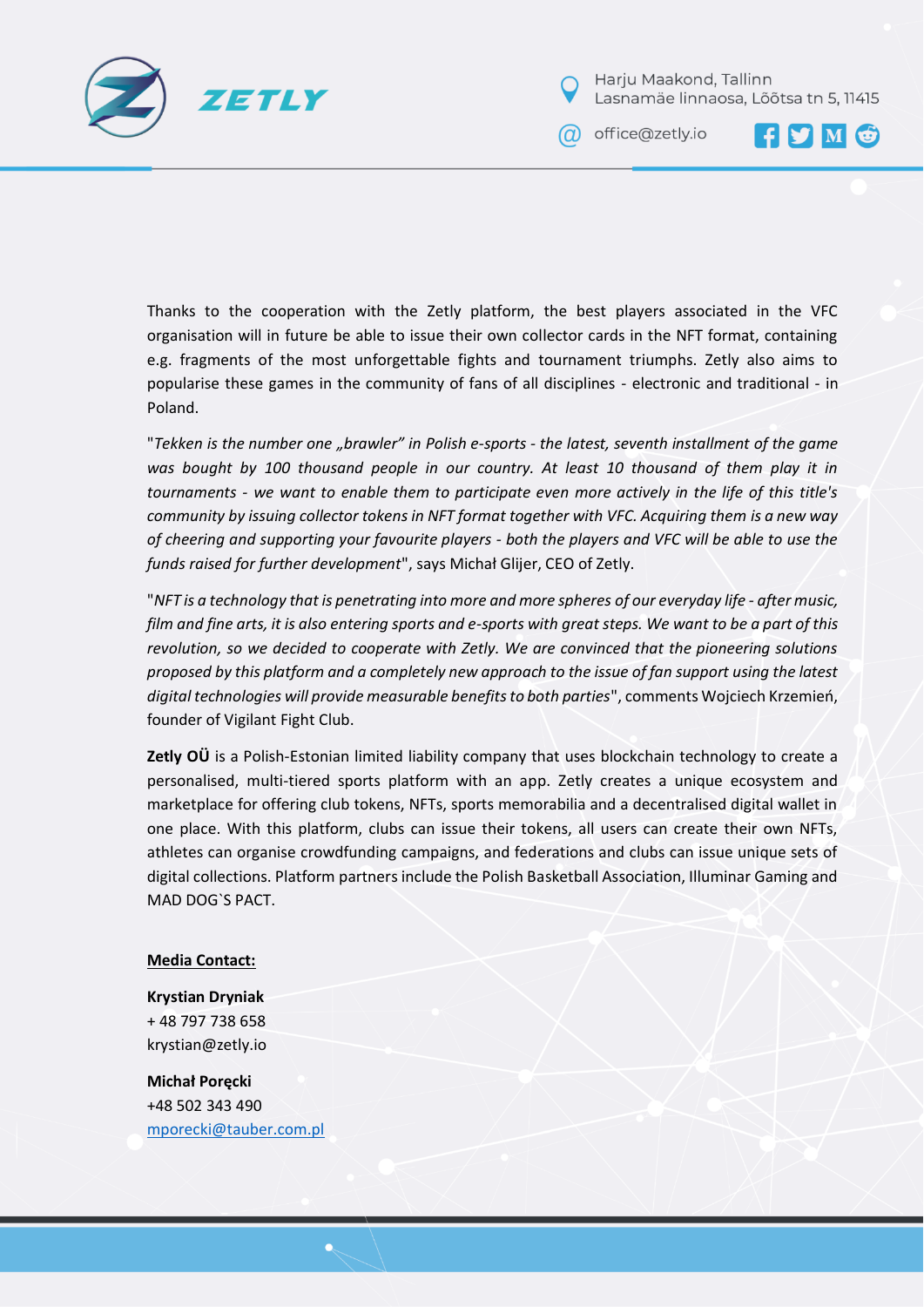Thanks to the cooperation with the Zetly platform, the best players associated in the VFC organisation will in future be able to issue their own collector cards in the NFT format, containing e.g. fragments of the most unforgettable fights and tournament triumphs. Zetly also aims to popularise these games in the community of fans of all disciplines - electronic and traditional - in Poland.

"*Tekken is the number one „brawler" in Polish e-sports - the latest, seventh installment of the game was bought by 100 thousand people in our country. At least 10 thousand of them play it in tournaments - we want to enable them to participate even more actively in the life of this title's community by issuing collector tokens in NFT format together with VFC. Acquiring them is a new way of cheering and supporting your favourite players - both the players and VFC will be able to use the funds raised for further development*", says Michał Glijer, CEO of Zetly.

"*NFT is a technology that is penetrating into more and more spheres of our everyday life - after music, film and fine arts, it is also entering sports and e-sports with great steps. We want to be a part of this revolution, so we decided to cooperate with Zetly. We are convinced that the pioneering solutions proposed by this platform and a completely new approach to the issue of fan support using the latest digital technologies will provide measurable benefits to both parties*", comments Wojciech Krzemień, founder of Vigilant Fight Club.

**Zetly OÜ** is a Polish-Estonian limited liability company that uses blockchain technology to create a personalised, multi-tiered sports platform with an app. Zetly creates a unique ecosystem and marketplace for offering club tokens, NFTs, sports memorabilia and a decentralised digital wallet in one place. With this platform, clubs can issue their tokens, all users can create their own NFTs, athletes can organise crowdfunding campaigns, and federations and clubs can issue unique sets of digital collections. Platform partners include the Polish Basketball Association, Illuminar Gaming and MAD DOG`S PACT.

**Media Contact:**

**Krystian Dryniak**
+ 48 797 738 658
krystian@zetly.io

**Michał Poręcki**
+48 502 343 490
mporecki@tauber.com.pl